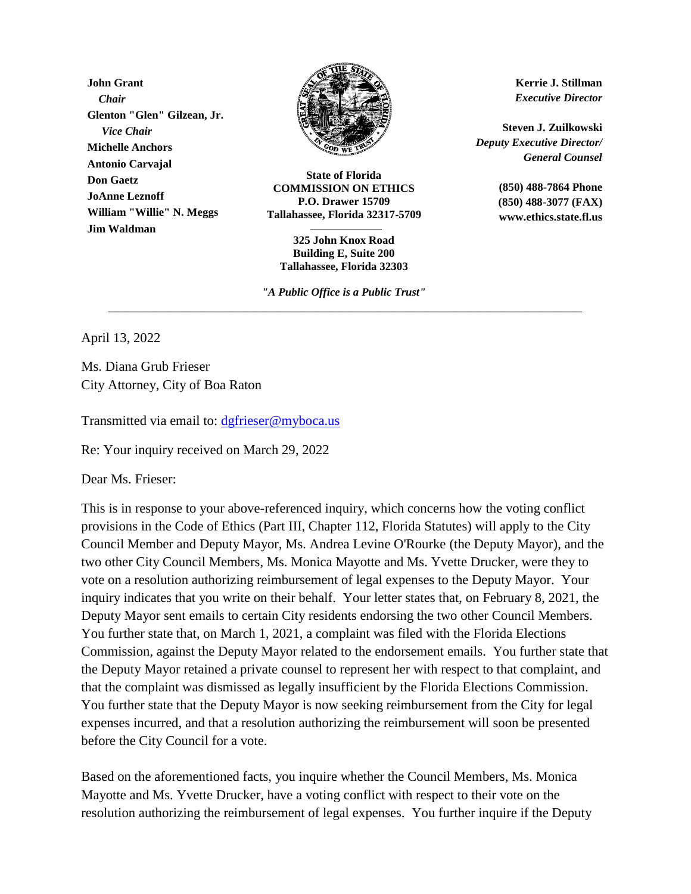**John Grant**
*Chair*
**Glenton "Glen" Gilzean, Jr.**
*Vice Chair*
**Michelle Anchors**
**Antonio Carvajal**
**Don Gaetz**
**JoAnne Leznoff**
**William "Willie" N. Meggs**
**Jim Waldman**

**State of Florida**
**COMMISSION ON ETHICS**
**P.O. Drawer 15709**
**Tallahassee, Florida 32317-5709**

**325 John Knox Road**
**Building E, Suite 200**
**Tallahassee, Florida 32303**

*"A Public Office is a Public Trust"*

**Kerrie J. Stillman**
*Executive Director*

**Steven J. Zuilkowski**
*Deputy Executive Director/*
*General Counsel*

**(850) 488-7864 Phone**
**(850) 488-3077 (FAX)**
**www.ethics.state.fl.us**

---

April 13, 2022

Ms. Diana Grub Frieser
City Attorney, City of Boa Raton

Transmitted via email to: dgfrieser@myboca.us

Re: Your inquiry received on March 29, 2022

Dear Ms. Frieser:

This is in response to your above-referenced inquiry, which concerns how the voting conflict provisions in the Code of Ethics (Part III, Chapter 112, Florida Statutes) will apply to the City Council Member and Deputy Mayor, Ms. Andrea Levine O'Rourke (the Deputy Mayor), and the two other City Council Members, Ms. Monica Mayotte and Ms. Yvette Drucker, were they to vote on a resolution authorizing reimbursement of legal expenses to the Deputy Mayor. Your inquiry indicates that you write on their behalf. Your letter states that, on February 8, 2021, the Deputy Mayor sent emails to certain City residents endorsing the two other Council Members. You further state that, on March 1, 2021, a complaint was filed with the Florida Elections Commission, against the Deputy Mayor related to the endorsement emails. You further state that the Deputy Mayor retained a private counsel to represent her with respect to that complaint, and that the complaint was dismissed as legally insufficient by the Florida Elections Commission. You further state that the Deputy Mayor is now seeking reimbursement from the City for legal expenses incurred, and that a resolution authorizing the reimbursement will soon be presented before the City Council for a vote.

Based on the aforementioned facts, you inquire whether the Council Members, Ms. Monica Mayotte and Ms. Yvette Drucker, have a voting conflict with respect to their vote on the resolution authorizing the reimbursement of legal expenses. You further inquire if the Deputy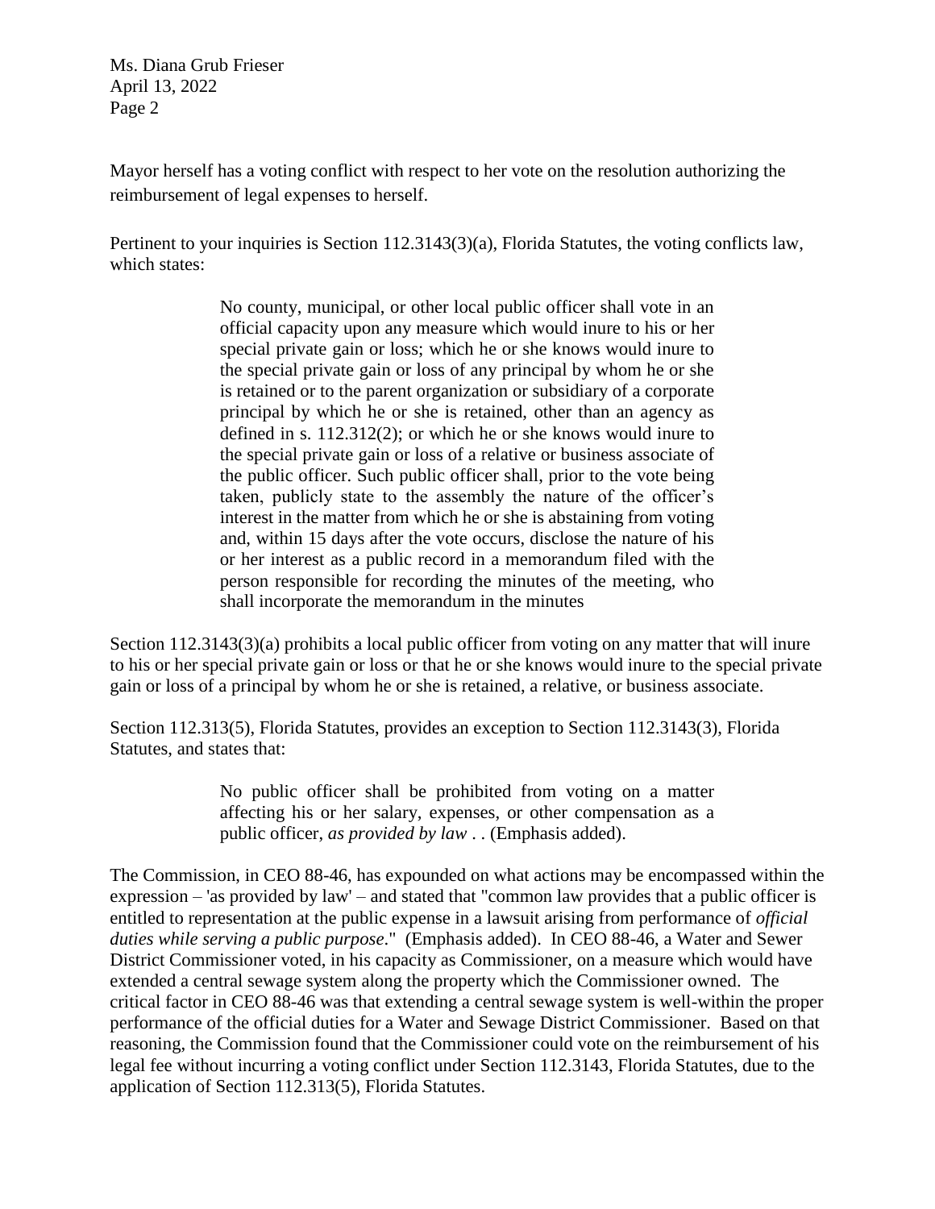Mayor herself has a voting conflict with respect to her vote on the resolution authorizing the reimbursement of legal expenses to herself.

Pertinent to your inquiries is Section 112.3143(3)(a), Florida Statutes, the voting conflicts law, which states:

> No county, municipal, or other local public officer shall vote in an official capacity upon any measure which would inure to his or her special private gain or loss; which he or she knows would inure to the special private gain or loss of any principal by whom he or she is retained or to the parent organization or subsidiary of a corporate principal by which he or she is retained, other than an agency as defined in s. 112.312(2); or which he or she knows would inure to the special private gain or loss of a relative or business associate of the public officer. Such public officer shall, prior to the vote being taken, publicly state to the assembly the nature of the officer's interest in the matter from which he or she is abstaining from voting and, within 15 days after the vote occurs, disclose the nature of his or her interest as a public record in a memorandum filed with the person responsible for recording the minutes of the meeting, who shall incorporate the memorandum in the minutes

Section 112.3143(3)(a) prohibits a local public officer from voting on any matter that will inure to his or her special private gain or loss or that he or she knows would inure to the special private gain or loss of a principal by whom he or she is retained, a relative, or business associate.

Section 112.313(5), Florida Statutes, provides an exception to Section 112.3143(3), Florida Statutes, and states that:

> No public officer shall be prohibited from voting on a matter affecting his or her salary, expenses, or other compensation as a public officer, *as provided by law* . . (Emphasis added).

The Commission, in CEO 88-46, has expounded on what actions may be encompassed within the expression – 'as provided by law' – and stated that "common law provides that a public officer is entitled to representation at the public expense in a lawsuit arising from performance of *official duties while serving a public purpose*." (Emphasis added). In CEO 88-46, a Water and Sewer District Commissioner voted, in his capacity as Commissioner, on a measure which would have extended a central sewage system along the property which the Commissioner owned. The critical factor in CEO 88-46 was that extending a central sewage system is well-within the proper performance of the official duties for a Water and Sewage District Commissioner. Based on that reasoning, the Commission found that the Commissioner could vote on the reimbursement of his legal fee without incurring a voting conflict under Section 112.3143, Florida Statutes, due to the application of Section 112.313(5), Florida Statutes.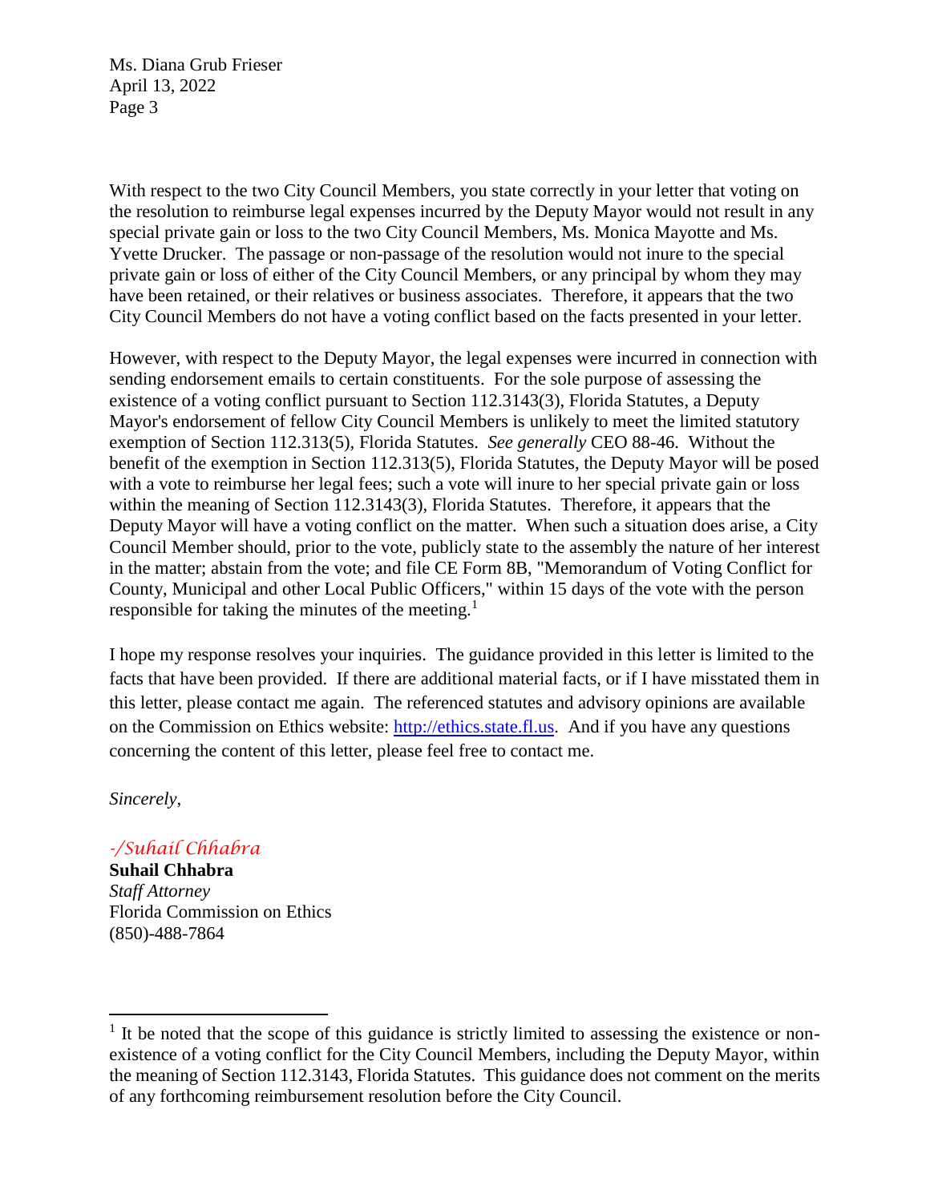With respect to the two City Council Members, you state correctly in your letter that voting on the resolution to reimburse legal expenses incurred by the Deputy Mayor would not result in any special private gain or loss to the two City Council Members, Ms. Monica Mayotte and Ms. Yvette Drucker. The passage or non-passage of the resolution would not inure to the special private gain or loss of either of the City Council Members, or any principal by whom they may have been retained, or their relatives or business associates. Therefore, it appears that the two City Council Members do not have a voting conflict based on the facts presented in your letter.

However, with respect to the Deputy Mayor, the legal expenses were incurred in connection with sending endorsement emails to certain constituents. For the sole purpose of assessing the existence of a voting conflict pursuant to Section 112.3143(3), Florida Statutes, a Deputy Mayor's endorsement of fellow City Council Members is unlikely to meet the limited statutory exemption of Section 112.313(5), Florida Statutes. *See generally* CEO 88-46. Without the benefit of the exemption in Section 112.313(5), Florida Statutes, the Deputy Mayor will be posed with a vote to reimburse her legal fees; such a vote will inure to her special private gain or loss within the meaning of Section 112.3143(3), Florida Statutes. Therefore, it appears that the Deputy Mayor will have a voting conflict on the matter. When such a situation does arise, a City Council Member should, prior to the vote, publicly state to the assembly the nature of her interest in the matter; abstain from the vote; and file CE Form 8B, "Memorandum of Voting Conflict for County, Municipal and other Local Public Officers," within 15 days of the vote with the person responsible for taking the minutes of the meeting.[1]

I hope my response resolves your inquiries. The guidance provided in this letter is limited to the facts that have been provided. If there are additional material facts, or if I have misstated them in this letter, please contact me again. The referenced statutes and advisory opinions are available on the Commission on Ethics website: http://ethics.state.fl.us. And if you have any questions concerning the content of this letter, please feel free to contact me.

*Sincerely,*

*-/Suhail Chhabra*

**Suhail Chhabra**
*Staff Attorney*
Florida Commission on Ethics
(850)-488-7864

---

[1] It be noted that the scope of this guidance is strictly limited to assessing the existence or non-existence of a voting conflict for the City Council Members, including the Deputy Mayor, within the meaning of Section 112.3143, Florida Statutes. This guidance does not comment on the merits of any forthcoming reimbursement resolution before the City Council.